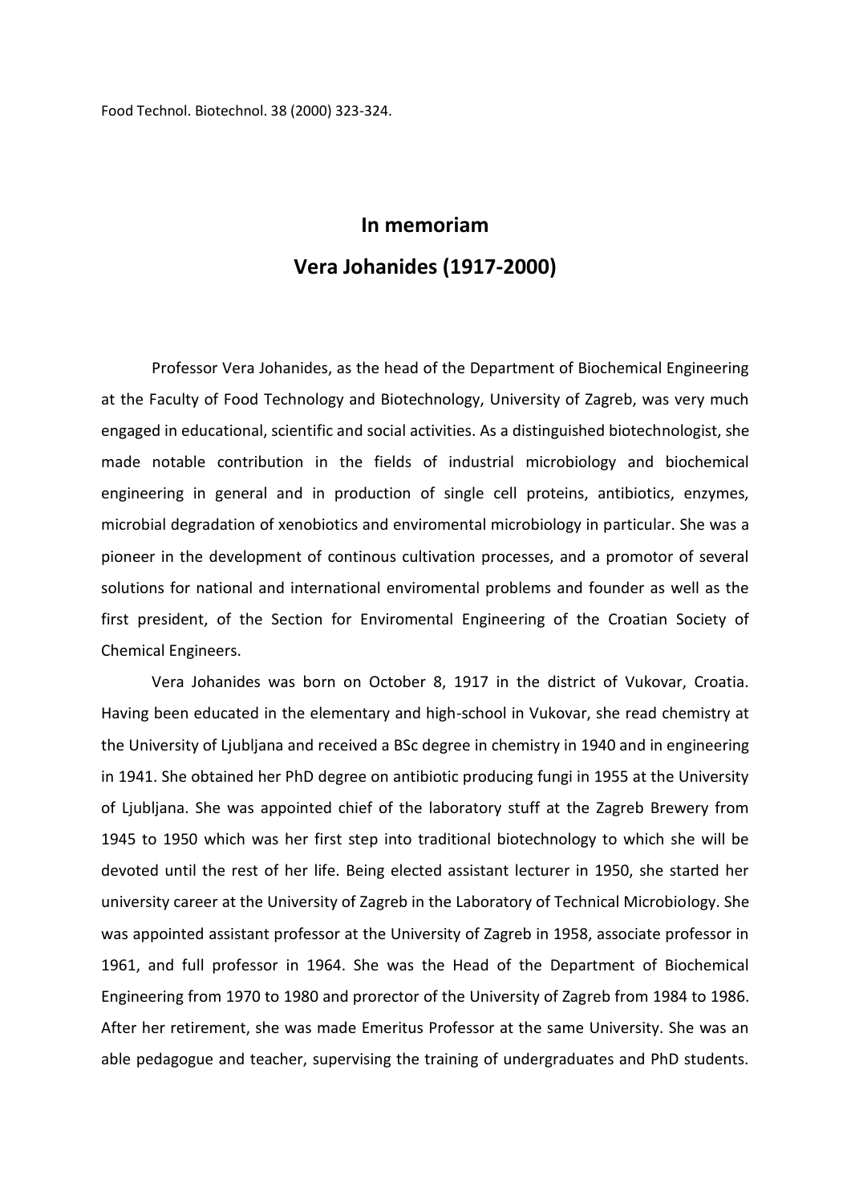Food Technol. Biotechnol. 38 (2000) 323-324.

# In memoriam

# Vera Johanides (1917-2000)

Professor Vera Johanides, as the head of the Department of Biochemical Engineering at the Faculty of Food Technology and Biotechnology, University of Zagreb, was very much engaged in educational, scientific and social activities. As a distinguished biotechnologist, she made notable contribution in the fields of industrial microbiology and biochemical engineering in general and in production of single cell proteins, antibiotics, enzymes, microbial degradation of xenobiotics and enviromental microbiology in particular. She was a pioneer in the development of continous cultivation processes, and a promotor of several solutions for national and international enviromental problems and founder as well as the first president, of the Section for Enviromental Engineering of the Croatian Society of Chemical Engineers.

Vera Johanides was born on October 8, 1917 in the district of Vukovar, Croatia. Having been educated in the elementary and high-school in Vukovar, she read chemistry at the University of Ljubljana and received a BSc degree in chemistry in 1940 and in engineering in 1941. She obtained her PhD degree on antibiotic producing fungi in 1955 at the University of Ljubljana. She was appointed chief of the laboratory stuff at the Zagreb Brewery from 1945 to 1950 which was her first step into traditional biotechnology to which she will be devoted until the rest of her life. Being elected assistant lecturer in 1950, she started her university career at the University of Zagreb in the Laboratory of Technical Microbiology. She was appointed assistant professor at the University of Zagreb in 1958, associate professor in 1961, and full professor in 1964. She was the Head of the Department of Biochemical Engineering from 1970 to 1980 and prorector of the University of Zagreb from 1984 to 1986. After her retirement, she was made Emeritus Professor at the same University. She was an able pedagogue and teacher, supervising the training of undergraduates and PhD students.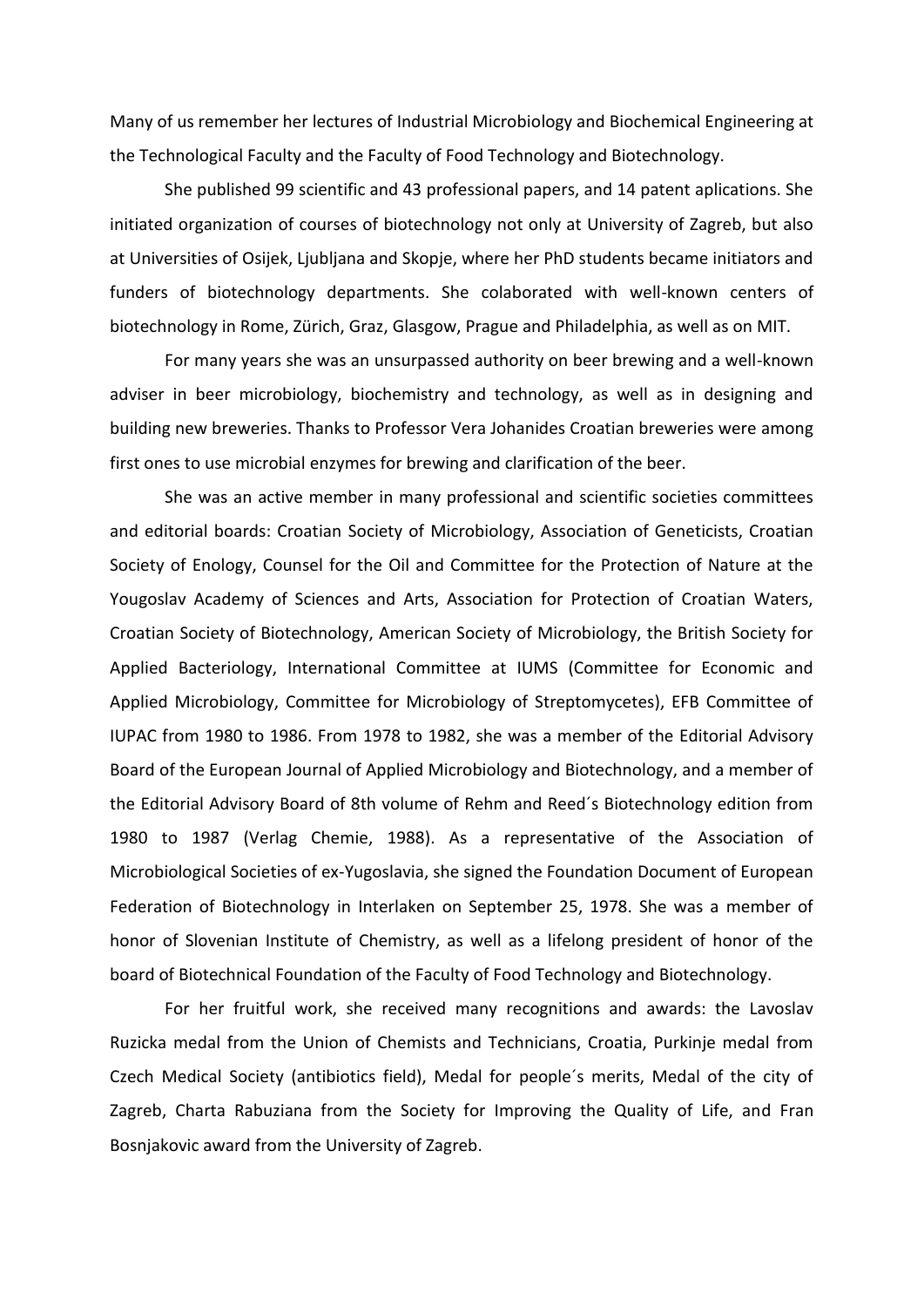Many of us remember her lectures of Industrial Microbiology and Biochemical Engineering at the Technological Faculty and the Faculty of Food Technology and Biotechnology.

She published 99 scientific and 43 professional papers, and 14 patent aplications. She initiated organization of courses of biotechnology not only at University of Zagreb, but also at Universities of Osijek, Ljubljana and Skopje, where her PhD students became initiators and funders of biotechnology departments. She colaborated with well-known centers of biotechnology in Rome, Zürich, Graz, Glasgow, Prague and Philadelphia, as well as on MIT.

For many years she was an unsurpassed authority on beer brewing and a well-known adviser in beer microbiology, biochemistry and technology, as well as in designing and building new breweries. Thanks to Professor Vera Johanides Croatian breweries were among first ones to use microbial enzymes for brewing and clarification of the beer.

She was an active member in many professional and scientific societies committees and editorial boards: Croatian Society of Microbiology, Association of Geneticists, Croatian Society of Enology, Counsel for the Oil and Committee for the Protection of Nature at the Yougoslav Academy of Sciences and Arts, Association for Protection of Croatian Waters, Croatian Society of Biotechnology, American Society of Microbiology, the British Society for Applied Bacteriology, International Committee at IUMS (Committee for Economic and Applied Microbiology, Committee for Microbiology of Streptomycetes), EFB Committee of IUPAC from 1980 to 1986. From 1978 to 1982, she was a member of the Editorial Advisory Board of the European Journal of Applied Microbiology and Biotechnology, and a member of the Editorial Advisory Board of 8th volume of Rehm and Reed´s Biotechnology edition from 1980 to 1987 (Verlag Chemie, 1988). As a representative of the Association of Microbiological Societies of ex-Yugoslavia, she signed the Foundation Document of European Federation of Biotechnology in Interlaken on September 25, 1978. She was a member of honor of Slovenian Institute of Chemistry, as well as a lifelong president of honor of the board of Biotechnical Foundation of the Faculty of Food Technology and Biotechnology.

For her fruitful work, she received many recognitions and awards: the Lavoslav Ruzicka medal from the Union of Chemists and Technicians, Croatia, Purkinje medal from Czech Medical Society (antibiotics field), Medal for people´s merits, Medal of the city of Zagreb, Charta Rabuziana from the Society for Improving the Quality of Life, and Fran Bosnjakovic award from the University of Zagreb.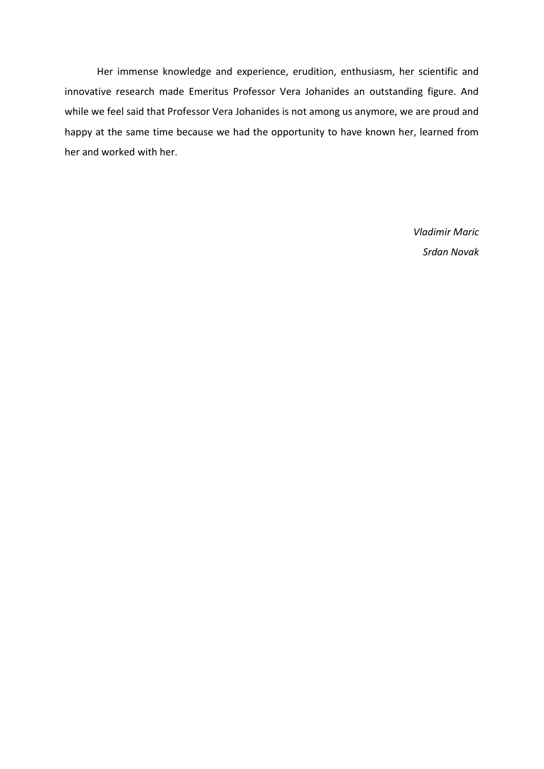Her immense knowledge and experience, erudition, enthusiasm, her scientific and innovative research made Emeritus Professor Vera Johanides an outstanding figure. And while we feel said that Professor Vera Johanides is not among us anymore, we are proud and happy at the same time because we had the opportunity to have known her, learned from her and worked with her.

*Vladimir Maric*

*Srdan Novak*